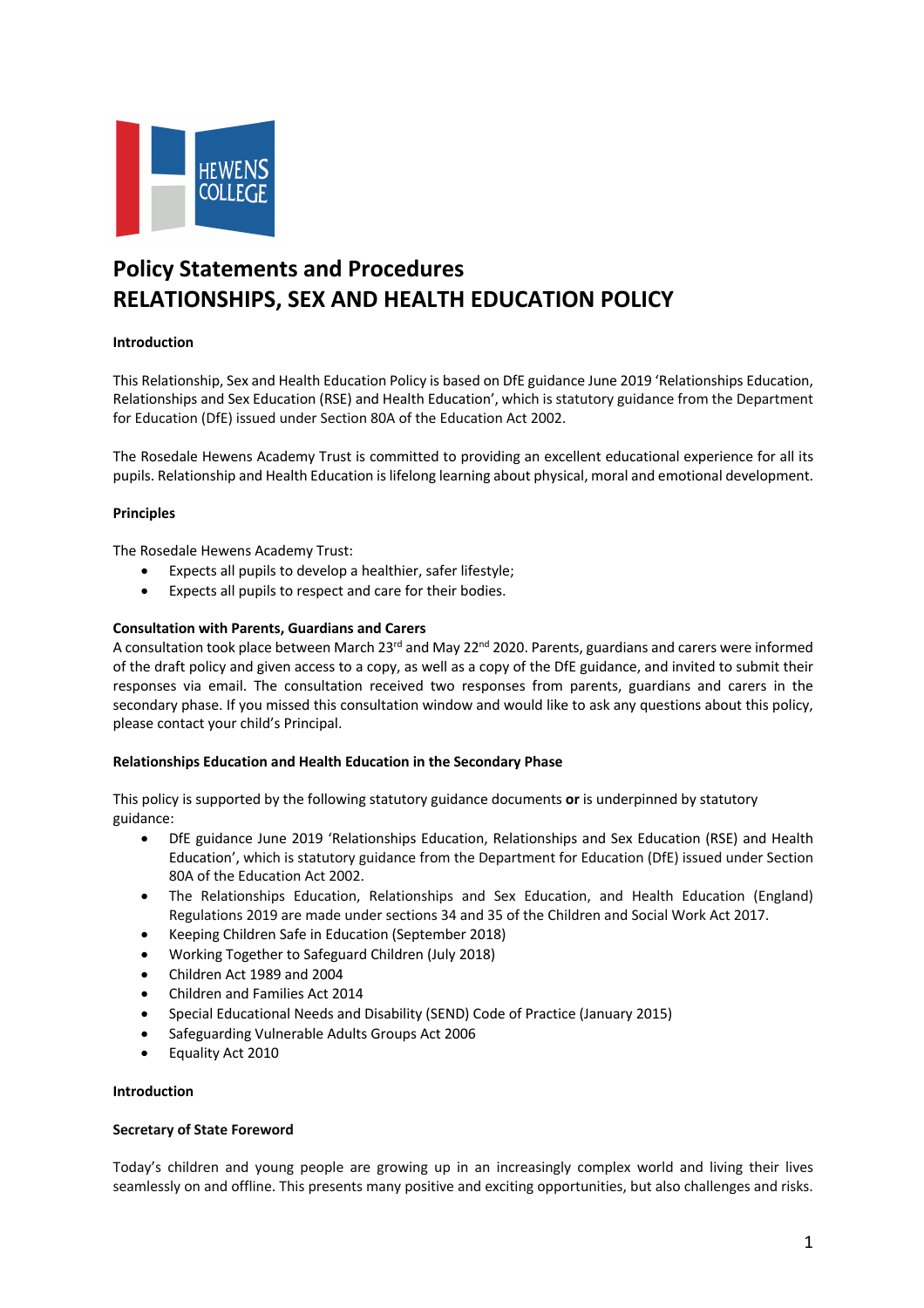# Policy Statements and Procedures
# RELATIONSHIPS, SEX AND HEALTH EDUCATION POLICY

**Introduction**

This Relationship, Sex and Health Education Policy is based on DfE guidance June 2019 'Relationships Education, Relationships and Sex Education (RSE) and Health Education', which is statutory guidance from the Department for Education (DfE) issued under Section 80A of the Education Act 2002.

The Rosedale Hewens Academy Trust is committed to providing an excellent educational experience for all its pupils. Relationship and Health Education is lifelong learning about physical, moral and emotional development.

**Principles**

The Rosedale Hewens Academy Trust:

- Expects all pupils to develop a healthier, safer lifestyle;
- Expects all pupils to respect and care for their bodies.

**Consultation with Parents, Guardians and Carers**

A consultation took place between March 23rd and May 22nd 2020. Parents, guardians and carers were informed of the draft policy and given access to a copy, as well as a copy of the DfE guidance, and invited to submit their responses via email. The consultation received two responses from parents, guardians and carers in the secondary phase. If you missed this consultation window and would like to ask any questions about this policy, please contact your child's Principal.

**Relationships Education and Health Education in the Secondary Phase**

This policy is supported by the following statutory guidance documents **or** is underpinned by statutory guidance:

- DfE guidance June 2019 'Relationships Education, Relationships and Sex Education (RSE) and Health Education', which is statutory guidance from the Department for Education (DfE) issued under Section 80A of the Education Act 2002.
- The Relationships Education, Relationships and Sex Education, and Health Education (England) Regulations 2019 are made under sections 34 and 35 of the Children and Social Work Act 2017.
- Keeping Children Safe in Education (September 2018)
- Working Together to Safeguard Children (July 2018)
- Children Act 1989 and 2004
- Children and Families Act 2014
- Special Educational Needs and Disability (SEND) Code of Practice (January 2015)
- Safeguarding Vulnerable Adults Groups Act 2006
- Equality Act 2010

**Introduction**

**Secretary of State Foreword**

Today's children and young people are growing up in an increasingly complex world and living their lives seamlessly on and offline. This presents many positive and exciting opportunities, but also challenges and risks.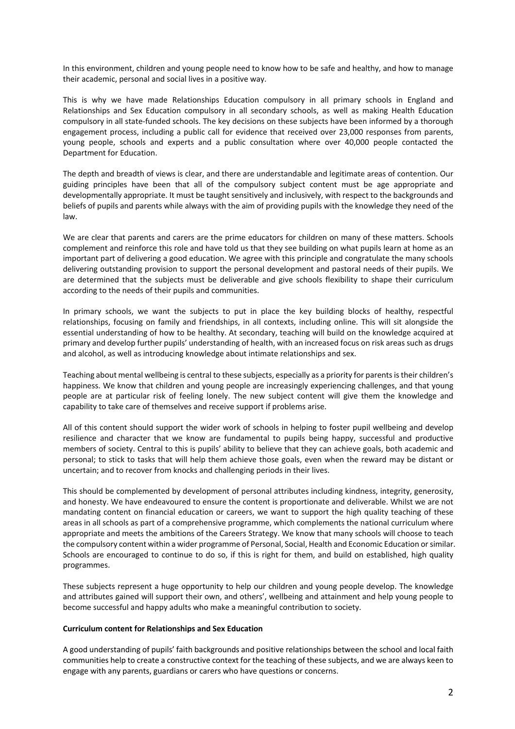In this environment, children and young people need to know how to be safe and healthy, and how to manage their academic, personal and social lives in a positive way.

This is why we have made Relationships Education compulsory in all primary schools in England and Relationships and Sex Education compulsory in all secondary schools, as well as making Health Education compulsory in all state-funded schools. The key decisions on these subjects have been informed by a thorough engagement process, including a public call for evidence that received over 23,000 responses from parents, young people, schools and experts and a public consultation where over 40,000 people contacted the Department for Education.

The depth and breadth of views is clear, and there are understandable and legitimate areas of contention. Our guiding principles have been that all of the compulsory subject content must be age appropriate and developmentally appropriate. It must be taught sensitively and inclusively, with respect to the backgrounds and beliefs of pupils and parents while always with the aim of providing pupils with the knowledge they need of the law.

We are clear that parents and carers are the prime educators for children on many of these matters. Schools complement and reinforce this role and have told us that they see building on what pupils learn at home as an important part of delivering a good education. We agree with this principle and congratulate the many schools delivering outstanding provision to support the personal development and pastoral needs of their pupils. We are determined that the subjects must be deliverable and give schools flexibility to shape their curriculum according to the needs of their pupils and communities.

In primary schools, we want the subjects to put in place the key building blocks of healthy, respectful relationships, focusing on family and friendships, in all contexts, including online. This will sit alongside the essential understanding of how to be healthy. At secondary, teaching will build on the knowledge acquired at primary and develop further pupils' understanding of health, with an increased focus on risk areas such as drugs and alcohol, as well as introducing knowledge about intimate relationships and sex.

Teaching about mental wellbeing is central to these subjects, especially as a priority for parents is their children's happiness. We know that children and young people are increasingly experiencing challenges, and that young people are at particular risk of feeling lonely. The new subject content will give them the knowledge and capability to take care of themselves and receive support if problems arise.

All of this content should support the wider work of schools in helping to foster pupil wellbeing and develop resilience and character that we know are fundamental to pupils being happy, successful and productive members of society. Central to this is pupils' ability to believe that they can achieve goals, both academic and personal; to stick to tasks that will help them achieve those goals, even when the reward may be distant or uncertain; and to recover from knocks and challenging periods in their lives.

This should be complemented by development of personal attributes including kindness, integrity, generosity, and honesty. We have endeavoured to ensure the content is proportionate and deliverable. Whilst we are not mandating content on financial education or careers, we want to support the high quality teaching of these areas in all schools as part of a comprehensive programme, which complements the national curriculum where appropriate and meets the ambitions of the Careers Strategy. We know that many schools will choose to teach the compulsory content within a wider programme of Personal, Social, Health and Economic Education or similar. Schools are encouraged to continue to do so, if this is right for them, and build on established, high quality programmes.

These subjects represent a huge opportunity to help our children and young people develop. The knowledge and attributes gained will support their own, and others', wellbeing and attainment and help young people to become successful and happy adults who make a meaningful contribution to society.

**Curriculum content for Relationships and Sex Education**

A good understanding of pupils' faith backgrounds and positive relationships between the school and local faith communities help to create a constructive context for the teaching of these subjects, and we are always keen to engage with any parents, guardians or carers who have questions or concerns.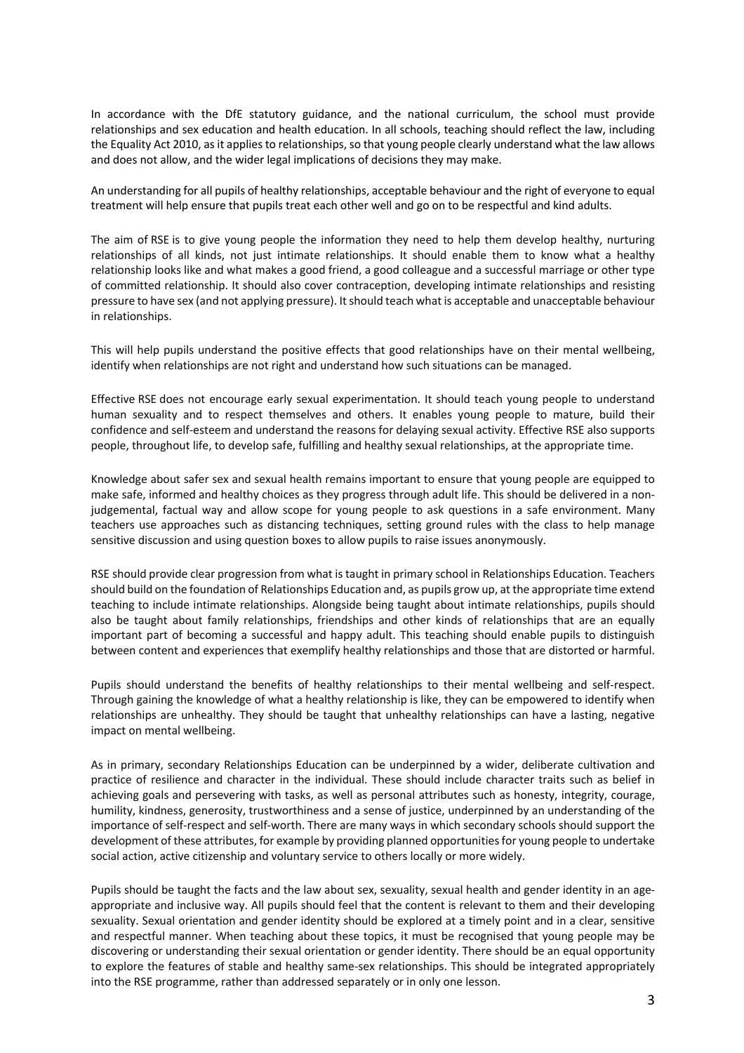In accordance with the DfE statutory guidance, and the national curriculum, the school must provide relationships and sex education and health education. In all schools, teaching should reflect the law, including the Equality Act 2010, as it applies to relationships, so that young people clearly understand what the law allows and does not allow, and the wider legal implications of decisions they may make.

An understanding for all pupils of healthy relationships, acceptable behaviour and the right of everyone to equal treatment will help ensure that pupils treat each other well and go on to be respectful and kind adults.

The aim of RSE is to give young people the information they need to help them develop healthy, nurturing relationships of all kinds, not just intimate relationships. It should enable them to know what a healthy relationship looks like and what makes a good friend, a good colleague and a successful marriage or other type of committed relationship. It should also cover contraception, developing intimate relationships and resisting pressure to have sex (and not applying pressure). It should teach what is acceptable and unacceptable behaviour in relationships.

This will help pupils understand the positive effects that good relationships have on their mental wellbeing, identify when relationships are not right and understand how such situations can be managed.

Effective RSE does not encourage early sexual experimentation. It should teach young people to understand human sexuality and to respect themselves and others. It enables young people to mature, build their confidence and self-esteem and understand the reasons for delaying sexual activity. Effective RSE also supports people, throughout life, to develop safe, fulfilling and healthy sexual relationships, at the appropriate time.

Knowledge about safer sex and sexual health remains important to ensure that young people are equipped to make safe, informed and healthy choices as they progress through adult life. This should be delivered in a non-judgemental, factual way and allow scope for young people to ask questions in a safe environment. Many teachers use approaches such as distancing techniques, setting ground rules with the class to help manage sensitive discussion and using question boxes to allow pupils to raise issues anonymously.

RSE should provide clear progression from what is taught in primary school in Relationships Education. Teachers should build on the foundation of Relationships Education and, as pupils grow up, at the appropriate time extend teaching to include intimate relationships. Alongside being taught about intimate relationships, pupils should also be taught about family relationships, friendships and other kinds of relationships that are an equally important part of becoming a successful and happy adult. This teaching should enable pupils to distinguish between content and experiences that exemplify healthy relationships and those that are distorted or harmful.

Pupils should understand the benefits of healthy relationships to their mental wellbeing and self-respect. Through gaining the knowledge of what a healthy relationship is like, they can be empowered to identify when relationships are unhealthy. They should be taught that unhealthy relationships can have a lasting, negative impact on mental wellbeing.

As in primary, secondary Relationships Education can be underpinned by a wider, deliberate cultivation and practice of resilience and character in the individual. These should include character traits such as belief in achieving goals and persevering with tasks, as well as personal attributes such as honesty, integrity, courage, humility, kindness, generosity, trustworthiness and a sense of justice, underpinned by an understanding of the importance of self-respect and self-worth. There are many ways in which secondary schools should support the development of these attributes, for example by providing planned opportunities for young people to undertake social action, active citizenship and voluntary service to others locally or more widely.

Pupils should be taught the facts and the law about sex, sexuality, sexual health and gender identity in an age-appropriate and inclusive way. All pupils should feel that the content is relevant to them and their developing sexuality. Sexual orientation and gender identity should be explored at a timely point and in a clear, sensitive and respectful manner. When teaching about these topics, it must be recognised that young people may be discovering or understanding their sexual orientation or gender identity. There should be an equal opportunity to explore the features of stable and healthy same-sex relationships. This should be integrated appropriately into the RSE programme, rather than addressed separately or in only one lesson.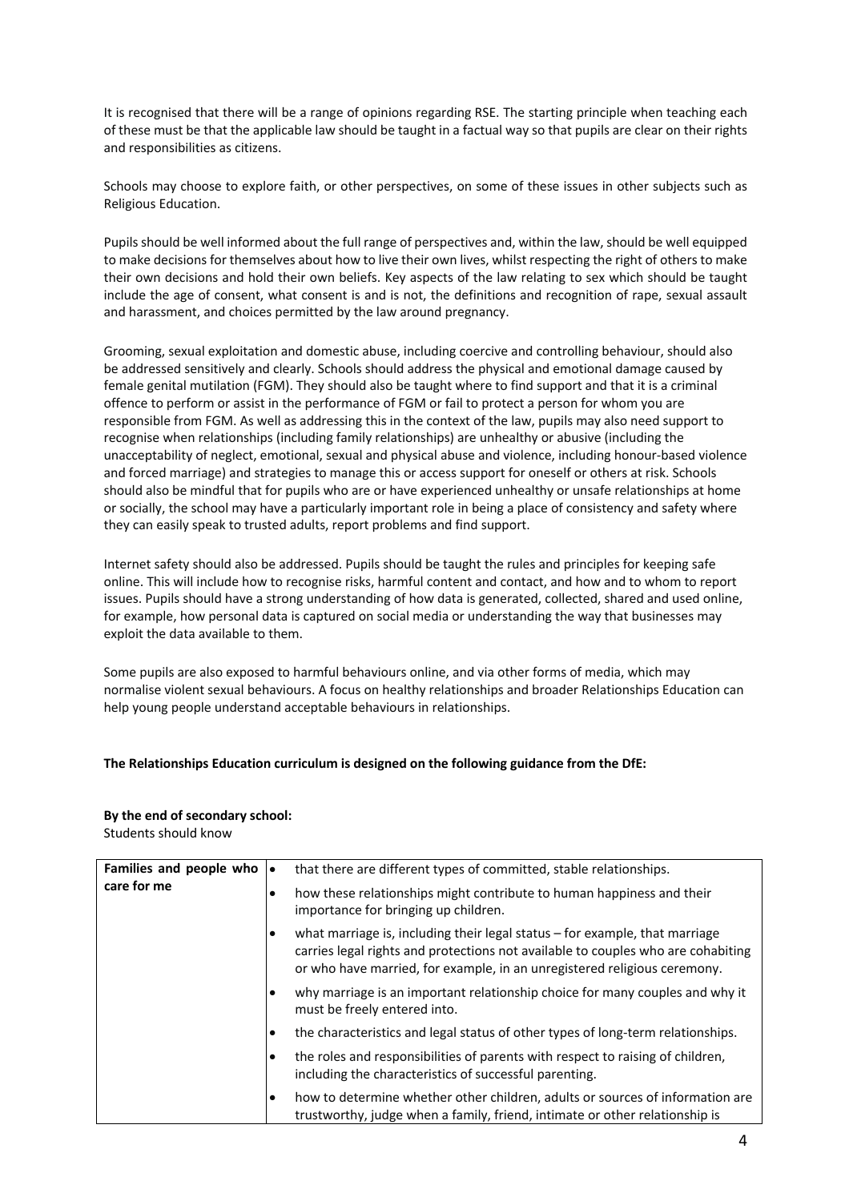It is recognised that there will be a range of opinions regarding RSE. The starting principle when teaching each of these must be that the applicable law should be taught in a factual way so that pupils are clear on their rights and responsibilities as citizens.

Schools may choose to explore faith, or other perspectives, on some of these issues in other subjects such as Religious Education.

Pupils should be well informed about the full range of perspectives and, within the law, should be well equipped to make decisions for themselves about how to live their own lives, whilst respecting the right of others to make their own decisions and hold their own beliefs. Key aspects of the law relating to sex which should be taught include the age of consent, what consent is and is not, the definitions and recognition of rape, sexual assault and harassment, and choices permitted by the law around pregnancy.

Grooming, sexual exploitation and domestic abuse, including coercive and controlling behaviour, should also be addressed sensitively and clearly. Schools should address the physical and emotional damage caused by female genital mutilation (FGM). They should also be taught where to find support and that it is a criminal offence to perform or assist in the performance of FGM or fail to protect a person for whom you are responsible from FGM. As well as addressing this in the context of the law, pupils may also need support to recognise when relationships (including family relationships) are unhealthy or abusive (including the unacceptability of neglect, emotional, sexual and physical abuse and violence, including honour-based violence and forced marriage) and strategies to manage this or access support for oneself or others at risk. Schools should also be mindful that for pupils who are or have experienced unhealthy or unsafe relationships at home or socially, the school may have a particularly important role in being a place of consistency and safety where they can easily speak to trusted adults, report problems and find support.

Internet safety should also be addressed. Pupils should be taught the rules and principles for keeping safe online. This will include how to recognise risks, harmful content and contact, and how and to whom to report issues. Pupils should have a strong understanding of how data is generated, collected, shared and used online, for example, how personal data is captured on social media or understanding the way that businesses may exploit the data available to them.

Some pupils are also exposed to harmful behaviours online, and via other forms of media, which may normalise violent sexual behaviours. A focus on healthy relationships and broader Relationships Education can help young people understand acceptable behaviours in relationships.

**The Relationships Education curriculum is designed on the following guidance from the DfE:**

**By the end of secondary school:**
Students should know

| | |
|---|---|
| **Families and people who care for me** | • that there are different types of committed, stable relationships. |
| | • how these relationships might contribute to human happiness and their importance for bringing up children. |
| | • what marriage is, including their legal status – for example, that marriage carries legal rights and protections not available to couples who are cohabiting or who have married, for example, in an unregistered religious ceremony. |
| | • why marriage is an important relationship choice for many couples and why it must be freely entered into. |
| | • the characteristics and legal status of other types of long-term relationships. |
| | • the roles and responsibilities of parents with respect to raising of children, including the characteristics of successful parenting. |
| | • how to determine whether other children, adults or sources of information are trustworthy, judge when a family, friend, intimate or other relationship is |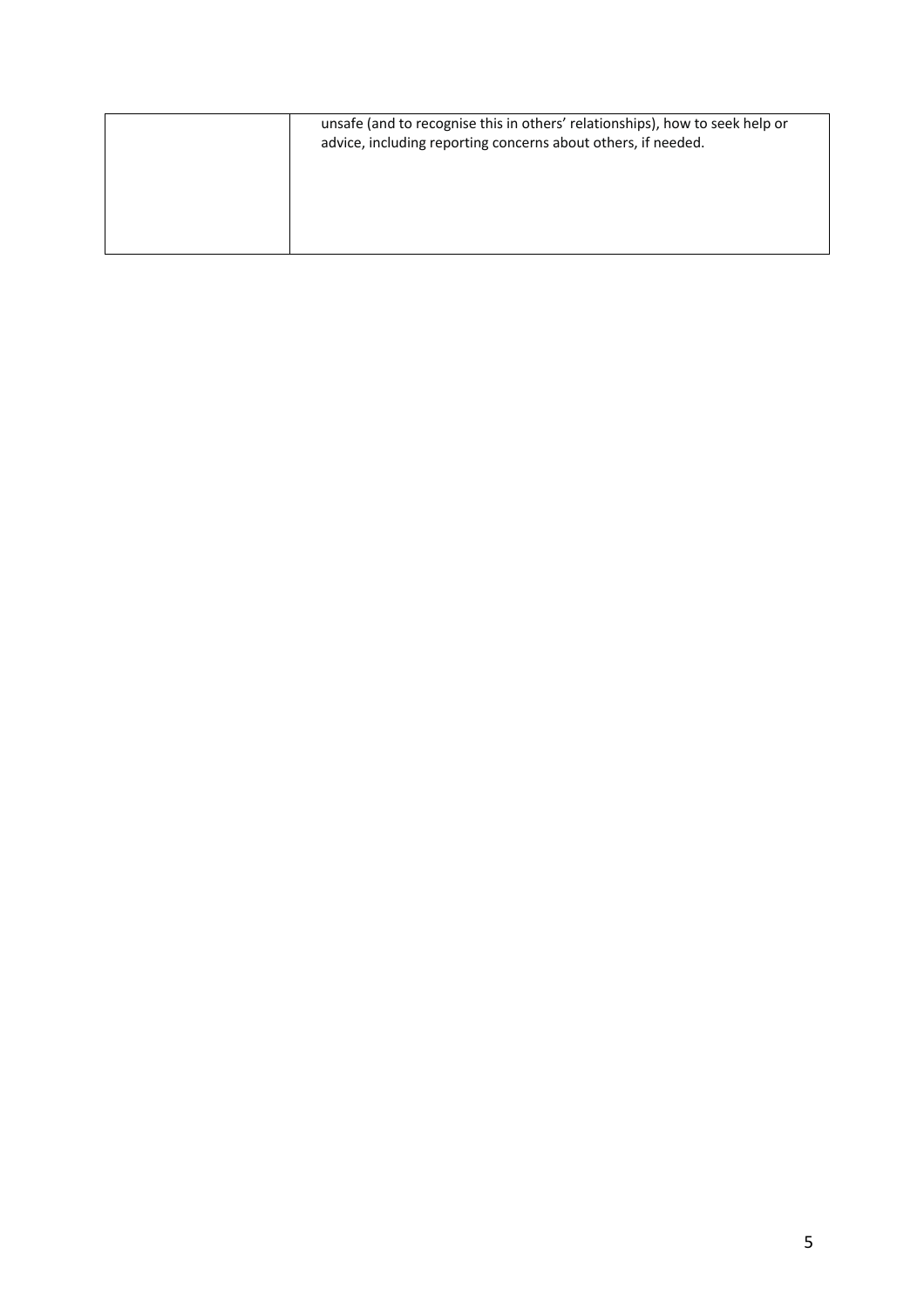| | |
|---|---|
| | unsafe (and to recognise this in others' relationships), how to seek help or advice, including reporting concerns about others, if needed. |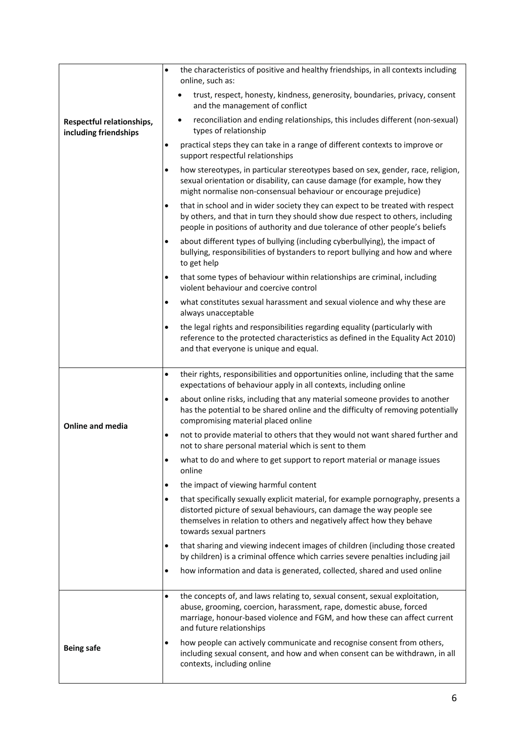| | |
|---|---|
| **Respectful relationships, including friendships** | • the characteristics of positive and healthy friendships, in all contexts including online, such as:<br>  ◦ trust, respect, honesty, kindness, generosity, boundaries, privacy, consent and the management of conflict<br>  ◦ reconciliation and ending relationships, this includes different (non-sexual) types of relationship<br>• practical steps they can take in a range of different contexts to improve or support respectful relationships<br>• how stereotypes, in particular stereotypes based on sex, gender, race, religion, sexual orientation or disability, can cause damage (for example, how they might normalise non-consensual behaviour or encourage prejudice)<br>• that in school and in wider society they can expect to be treated with respect by others, and that in turn they should show due respect to others, including people in positions of authority and due tolerance of other people's beliefs<br>• about different types of bullying (including cyberbullying), the impact of bullying, responsibilities of bystanders to report bullying and how and where to get help<br>• that some types of behaviour within relationships are criminal, including violent behaviour and coercive control<br>• what constitutes sexual harassment and sexual violence and why these are always unacceptable<br>• the legal rights and responsibilities regarding equality (particularly with reference to the protected characteristics as defined in the Equality Act 2010) and that everyone is unique and equal. |
| **Online and media** | • their rights, responsibilities and opportunities online, including that the same expectations of behaviour apply in all contexts, including online<br>• about online risks, including that any material someone provides to another has the potential to be shared online and the difficulty of removing potentially compromising material placed online<br>• not to provide material to others that they would not want shared further and not to share personal material which is sent to them<br>• what to do and where to get support to report material or manage issues online<br>• the impact of viewing harmful content<br>• that specifically sexually explicit material, for example pornography, presents a distorted picture of sexual behaviours, can damage the way people see themselves in relation to others and negatively affect how they behave towards sexual partners<br>• that sharing and viewing indecent images of children (including those created by children) is a criminal offence which carries severe penalties including jail<br>• how information and data is generated, collected, shared and used online |
| **Being safe** | • the concepts of, and laws relating to, sexual consent, sexual exploitation, abuse, grooming, coercion, harassment, rape, domestic abuse, forced marriage, honour-based violence and FGM, and how these can affect current and future relationships<br>• how people can actively communicate and recognise consent from others, including sexual consent, and how and when consent can be withdrawn, in all contexts, including online |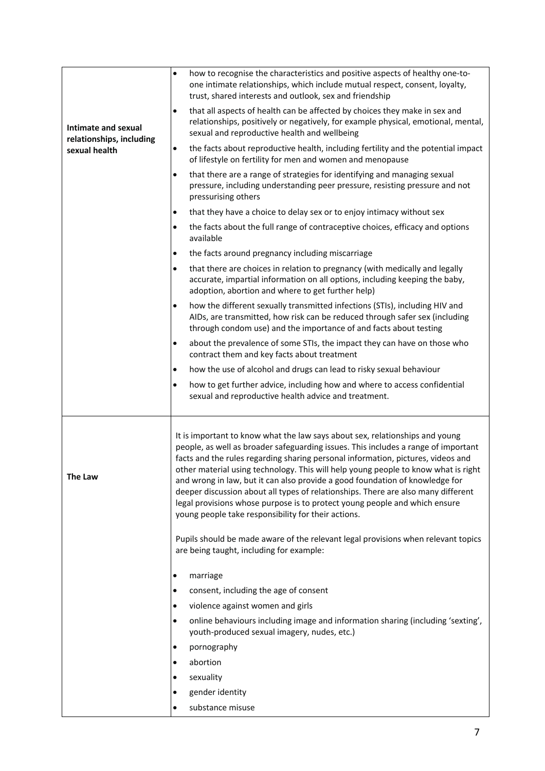| | |
|---|---|
| **Intimate and sexual relationships, including sexual health** | • how to recognise the characteristics and positive aspects of healthy one-to-one intimate relationships, which include mutual respect, consent, loyalty, trust, shared interests and outlook, sex and friendship<br>• that all aspects of health can be affected by choices they make in sex and relationships, positively or negatively, for example physical, emotional, mental, sexual and reproductive health and wellbeing<br>• the facts about reproductive health, including fertility and the potential impact of lifestyle on fertility for men and women and menopause<br>• that there are a range of strategies for identifying and managing sexual pressure, including understanding peer pressure, resisting pressure and not pressurising others<br>• that they have a choice to delay sex or to enjoy intimacy without sex<br>• the facts about the full range of contraceptive choices, efficacy and options available<br>• the facts around pregnancy including miscarriage<br>• that there are choices in relation to pregnancy (with medically and legally accurate, impartial information on all options, including keeping the baby, adoption, abortion and where to get further help)<br>• how the different sexually transmitted infections (STIs), including HIV and AIDs, are transmitted, how risk can be reduced through safer sex (including through condom use) and the importance of and facts about testing<br>• about the prevalence of some STIs, the impact they can have on those who contract them and key facts about treatment<br>• how the use of alcohol and drugs can lead to risky sexual behaviour<br>• how to get further advice, including how and where to access confidential sexual and reproductive health advice and treatment. |
| **The Law** | It is important to know what the law says about sex, relationships and young people, as well as broader safeguarding issues. This includes a range of important facts and the rules regarding sharing personal information, pictures, videos and other material using technology. This will help young people to know what is right and wrong in law, but it can also provide a good foundation of knowledge for deeper discussion about all types of relationships. There are also many different legal provisions whose purpose is to protect young people and which ensure young people take responsibility for their actions.<br><br>Pupils should be made aware of the relevant legal provisions when relevant topics are being taught, including for example:<br><br>• marriage<br>• consent, including the age of consent<br>• violence against women and girls<br>• online behaviours including image and information sharing (including 'sexting', youth-produced sexual imagery, nudes, etc.)<br>• pornography<br>• abortion<br>• sexuality<br>• gender identity<br>• substance misuse |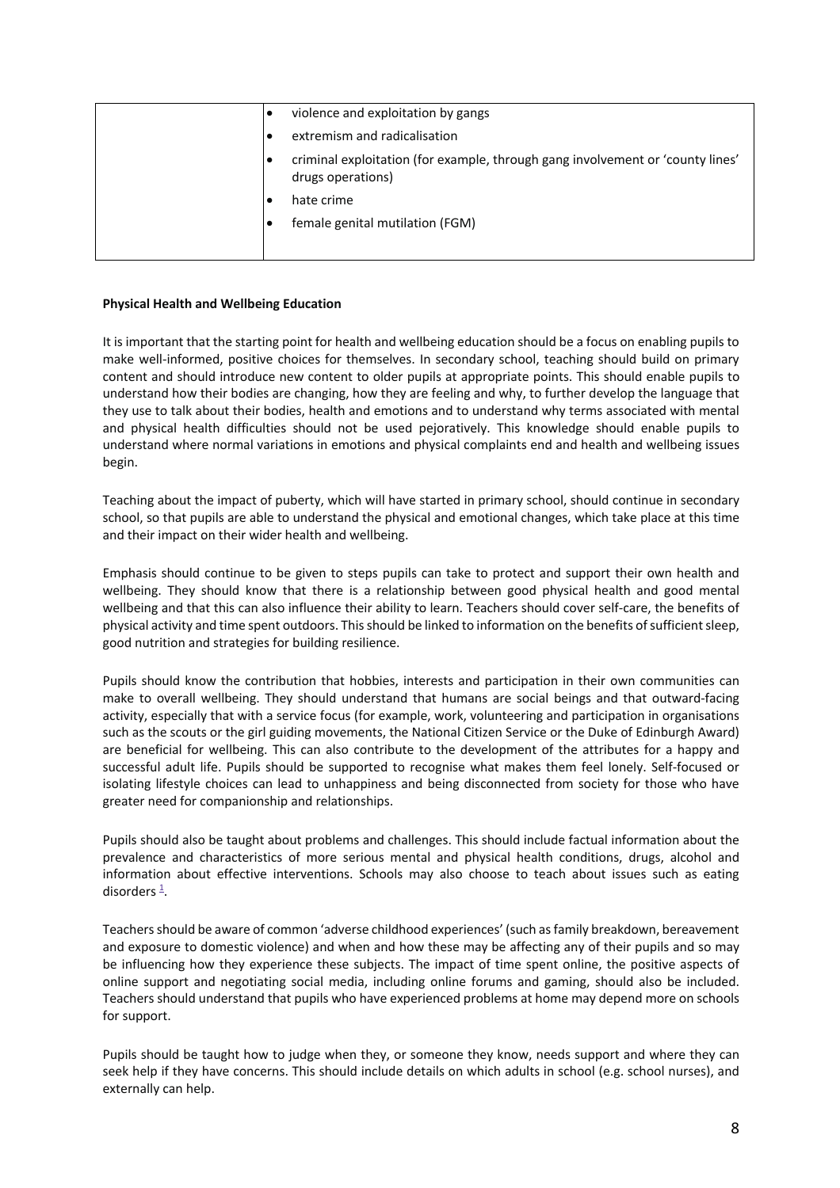| | |
|---|---|
| | • violence and exploitation by gangs<br>• extremism and radicalisation<br>• criminal exploitation (for example, through gang involvement or 'county lines' drugs operations)<br>• hate crime<br>• female genital mutilation (FGM) |

**Physical Health and Wellbeing Education**

It is important that the starting point for health and wellbeing education should be a focus on enabling pupils to make well-informed, positive choices for themselves. In secondary school, teaching should build on primary content and should introduce new content to older pupils at appropriate points. This should enable pupils to understand how their bodies are changing, how they are feeling and why, to further develop the language that they use to talk about their bodies, health and emotions and to understand why terms associated with mental and physical health difficulties should not be used pejoratively. This knowledge should enable pupils to understand where normal variations in emotions and physical complaints end and health and wellbeing issues begin.

Teaching about the impact of puberty, which will have started in primary school, should continue in secondary school, so that pupils are able to understand the physical and emotional changes, which take place at this time and their impact on their wider health and wellbeing.

Emphasis should continue to be given to steps pupils can take to protect and support their own health and wellbeing. They should know that there is a relationship between good physical health and good mental wellbeing and that this can also influence their ability to learn. Teachers should cover self-care, the benefits of physical activity and time spent outdoors. This should be linked to information on the benefits of sufficient sleep, good nutrition and strategies for building resilience.

Pupils should know the contribution that hobbies, interests and participation in their own communities can make to overall wellbeing. They should understand that humans are social beings and that outward-facing activity, especially that with a service focus (for example, work, volunteering and participation in organisations such as the scouts or the girl guiding movements, the National Citizen Service or the Duke of Edinburgh Award) are beneficial for wellbeing. This can also contribute to the development of the attributes for a happy and successful adult life. Pupils should be supported to recognise what makes them feel lonely. Self-focused or isolating lifestyle choices can lead to unhappiness and being disconnected from society for those who have greater need for companionship and relationships.

Pupils should also be taught about problems and challenges. This should include factual information about the prevalence and characteristics of more serious mental and physical health conditions, drugs, alcohol and information about effective interventions. Schools may also choose to teach about issues such as eating disorders [1].

Teachers should be aware of common 'adverse childhood experiences' (such as family breakdown, bereavement and exposure to domestic violence) and when and how these may be affecting any of their pupils and so may be influencing how they experience these subjects. The impact of time spent online, the positive aspects of online support and negotiating social media, including online forums and gaming, should also be included. Teachers should understand that pupils who have experienced problems at home may depend more on schools for support.

Pupils should be taught how to judge when they, or someone they know, needs support and where they can seek help if they have concerns. This should include details on which adults in school (e.g. school nurses), and externally can help.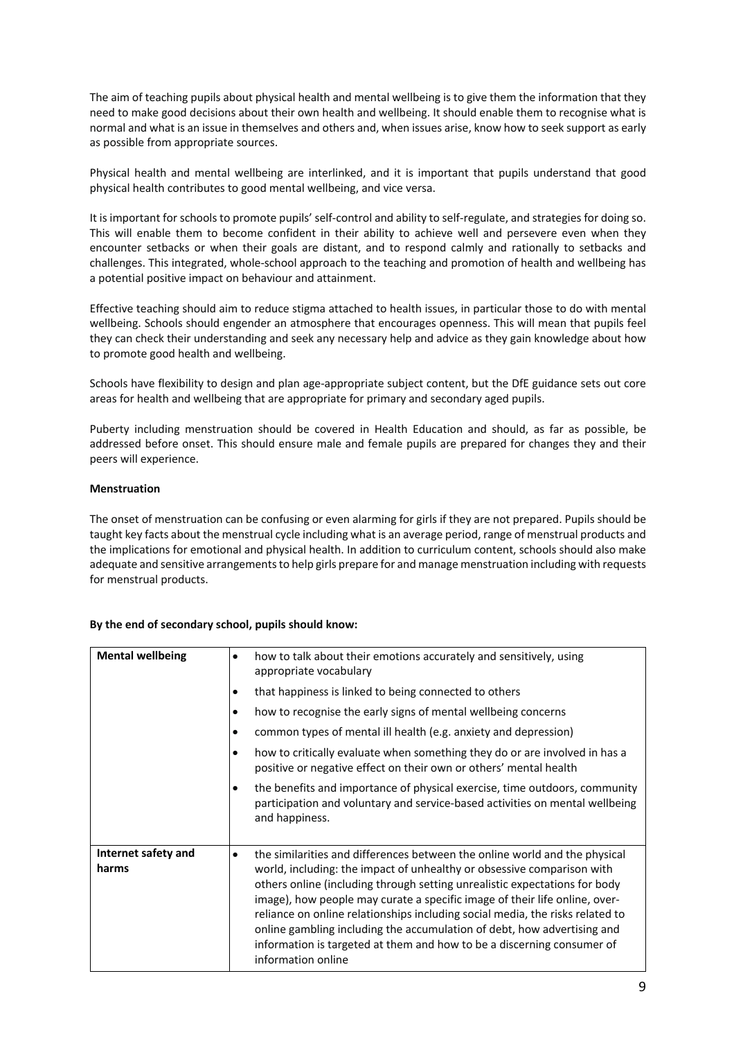The aim of teaching pupils about physical health and mental wellbeing is to give them the information that they need to make good decisions about their own health and wellbeing. It should enable them to recognise what is normal and what is an issue in themselves and others and, when issues arise, know how to seek support as early as possible from appropriate sources.

Physical health and mental wellbeing are interlinked, and it is important that pupils understand that good physical health contributes to good mental wellbeing, and vice versa.

It is important for schools to promote pupils' self-control and ability to self-regulate, and strategies for doing so. This will enable them to become confident in their ability to achieve well and persevere even when they encounter setbacks or when their goals are distant, and to respond calmly and rationally to setbacks and challenges. This integrated, whole-school approach to the teaching and promotion of health and wellbeing has a potential positive impact on behaviour and attainment.

Effective teaching should aim to reduce stigma attached to health issues, in particular those to do with mental wellbeing. Schools should engender an atmosphere that encourages openness. This will mean that pupils feel they can check their understanding and seek any necessary help and advice as they gain knowledge about how to promote good health and wellbeing.

Schools have flexibility to design and plan age-appropriate subject content, but the DfE guidance sets out core areas for health and wellbeing that are appropriate for primary and secondary aged pupils.

Puberty including menstruation should be covered in Health Education and should, as far as possible, be addressed before onset. This should ensure male and female pupils are prepared for changes they and their peers will experience.

**Menstruation**

The onset of menstruation can be confusing or even alarming for girls if they are not prepared. Pupils should be taught key facts about the menstrual cycle including what is an average period, range of menstrual products and the implications for emotional and physical health. In addition to curriculum content, schools should also make adequate and sensitive arrangements to help girls prepare for and manage menstruation including with requests for menstrual products.

**By the end of secondary school, pupils should know:**

| | |
|---|---|
| **Mental wellbeing** | • how to talk about their emotions accurately and sensitively, using appropriate vocabulary<br>• that happiness is linked to being connected to others<br>• how to recognise the early signs of mental wellbeing concerns<br>• common types of mental ill health (e.g. anxiety and depression)<br>• how to critically evaluate when something they do or are involved in has a positive or negative effect on their own or others' mental health<br>• the benefits and importance of physical exercise, time outdoors, community participation and voluntary and service-based activities on mental wellbeing and happiness. |
| **Internet safety and harms** | • the similarities and differences between the online world and the physical world, including: the impact of unhealthy or obsessive comparison with others online (including through setting unrealistic expectations for body image), how people may curate a specific image of their life online, over-reliance on online relationships including social media, the risks related to online gambling including the accumulation of debt, how advertising and information is targeted at them and how to be a discerning consumer of information online |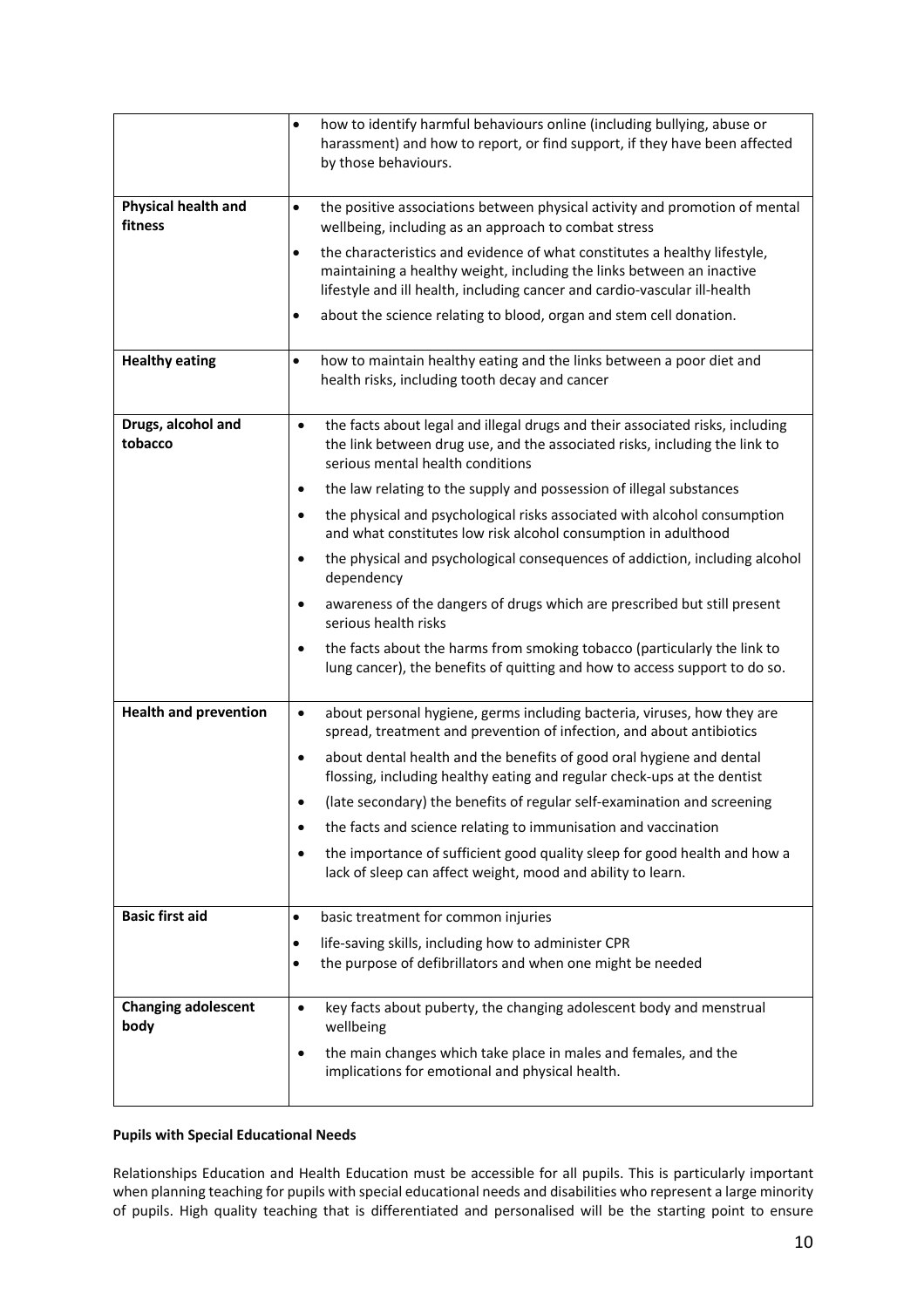| | |
|---|---|
| | • how to identify harmful behaviours online (including bullying, abuse or harassment) and how to report, or find support, if they have been affected by those behaviours. |
| **Physical health and fitness** | • the positive associations between physical activity and promotion of mental wellbeing, including as an approach to combat stress<br>• the characteristics and evidence of what constitutes a healthy lifestyle, maintaining a healthy weight, including the links between an inactive lifestyle and ill health, including cancer and cardio-vascular ill-health<br>• about the science relating to blood, organ and stem cell donation. |
| **Healthy eating** | • how to maintain healthy eating and the links between a poor diet and health risks, including tooth decay and cancer |
| **Drugs, alcohol and tobacco** | • the facts about legal and illegal drugs and their associated risks, including the link between drug use, and the associated risks, including the link to serious mental health conditions<br>• the law relating to the supply and possession of illegal substances<br>• the physical and psychological risks associated with alcohol consumption and what constitutes low risk alcohol consumption in adulthood<br>• the physical and psychological consequences of addiction, including alcohol dependency<br>• awareness of the dangers of drugs which are prescribed but still present serious health risks<br>• the facts about the harms from smoking tobacco (particularly the link to lung cancer), the benefits of quitting and how to access support to do so. |
| **Health and prevention** | • about personal hygiene, germs including bacteria, viruses, how they are spread, treatment and prevention of infection, and about antibiotics<br>• about dental health and the benefits of good oral hygiene and dental flossing, including healthy eating and regular check-ups at the dentist<br>• (late secondary) the benefits of regular self-examination and screening<br>• the facts and science relating to immunisation and vaccination<br>• the importance of sufficient good quality sleep for good health and how a lack of sleep can affect weight, mood and ability to learn. |
| **Basic first aid** | • basic treatment for common injuries<br>• life-saving skills, including how to administer CPR<br>• the purpose of defibrillators and when one might be needed |
| **Changing adolescent body** | • key facts about puberty, the changing adolescent body and menstrual wellbeing<br>• the main changes which take place in males and females, and the implications for emotional and physical health. |

**Pupils with Special Educational Needs**

Relationships Education and Health Education must be accessible for all pupils. This is particularly important when planning teaching for pupils with special educational needs and disabilities who represent a large minority of pupils. High quality teaching that is differentiated and personalised will be the starting point to ensure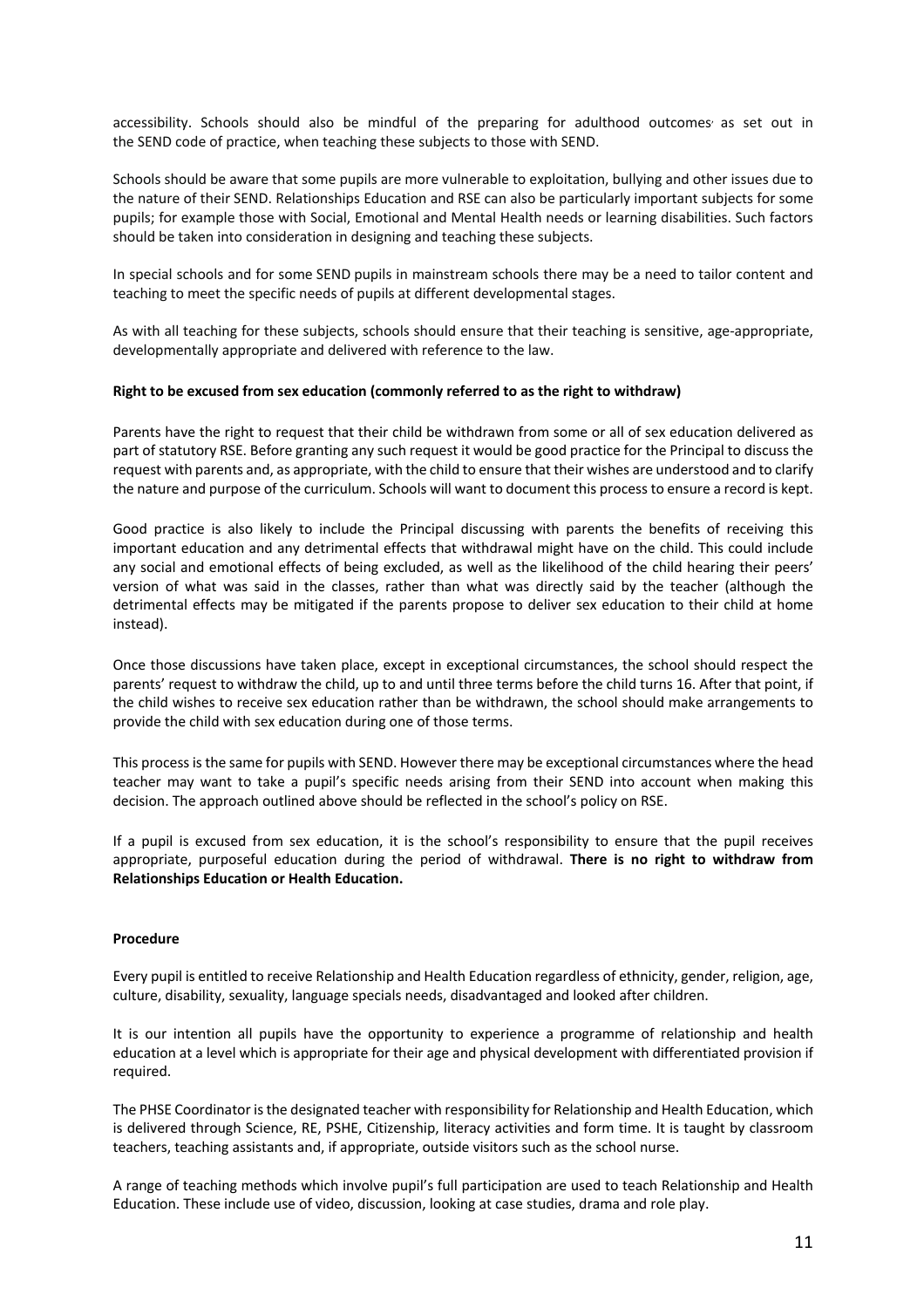accessibility. Schools should also be mindful of the preparing for adulthood outcomes as set out in the SEND code of practice, when teaching these subjects to those with SEND.

Schools should be aware that some pupils are more vulnerable to exploitation, bullying and other issues due to the nature of their SEND. Relationships Education and RSE can also be particularly important subjects for some pupils; for example those with Social, Emotional and Mental Health needs or learning disabilities. Such factors should be taken into consideration in designing and teaching these subjects.

In special schools and for some SEND pupils in mainstream schools there may be a need to tailor content and teaching to meet the specific needs of pupils at different developmental stages.

As with all teaching for these subjects, schools should ensure that their teaching is sensitive, age-appropriate, developmentally appropriate and delivered with reference to the law.

**Right to be excused from sex education (commonly referred to as the right to withdraw)**

Parents have the right to request that their child be withdrawn from some or all of sex education delivered as part of statutory RSE. Before granting any such request it would be good practice for the Principal to discuss the request with parents and, as appropriate, with the child to ensure that their wishes are understood and to clarify the nature and purpose of the curriculum. Schools will want to document this process to ensure a record is kept.

Good practice is also likely to include the Principal discussing with parents the benefits of receiving this important education and any detrimental effects that withdrawal might have on the child. This could include any social and emotional effects of being excluded, as well as the likelihood of the child hearing their peers' version of what was said in the classes, rather than what was directly said by the teacher (although the detrimental effects may be mitigated if the parents propose to deliver sex education to their child at home instead).

Once those discussions have taken place, except in exceptional circumstances, the school should respect the parents' request to withdraw the child, up to and until three terms before the child turns 16. After that point, if the child wishes to receive sex education rather than be withdrawn, the school should make arrangements to provide the child with sex education during one of those terms.

This process is the same for pupils with SEND. However there may be exceptional circumstances where the head teacher may want to take a pupil's specific needs arising from their SEND into account when making this decision. The approach outlined above should be reflected in the school's policy on RSE.

If a pupil is excused from sex education, it is the school's responsibility to ensure that the pupil receives appropriate, purposeful education during the period of withdrawal. **There is no right to withdraw from Relationships Education or Health Education.**

**Procedure**

Every pupil is entitled to receive Relationship and Health Education regardless of ethnicity, gender, religion, age, culture, disability, sexuality, language specials needs, disadvantaged and looked after children.

It is our intention all pupils have the opportunity to experience a programme of relationship and health education at a level which is appropriate for their age and physical development with differentiated provision if required.

The PHSE Coordinator is the designated teacher with responsibility for Relationship and Health Education, which is delivered through Science, RE, PSHE, Citizenship, literacy activities and form time. It is taught by classroom teachers, teaching assistants and, if appropriate, outside visitors such as the school nurse.

A range of teaching methods which involve pupil's full participation are used to teach Relationship and Health Education. These include use of video, discussion, looking at case studies, drama and role play.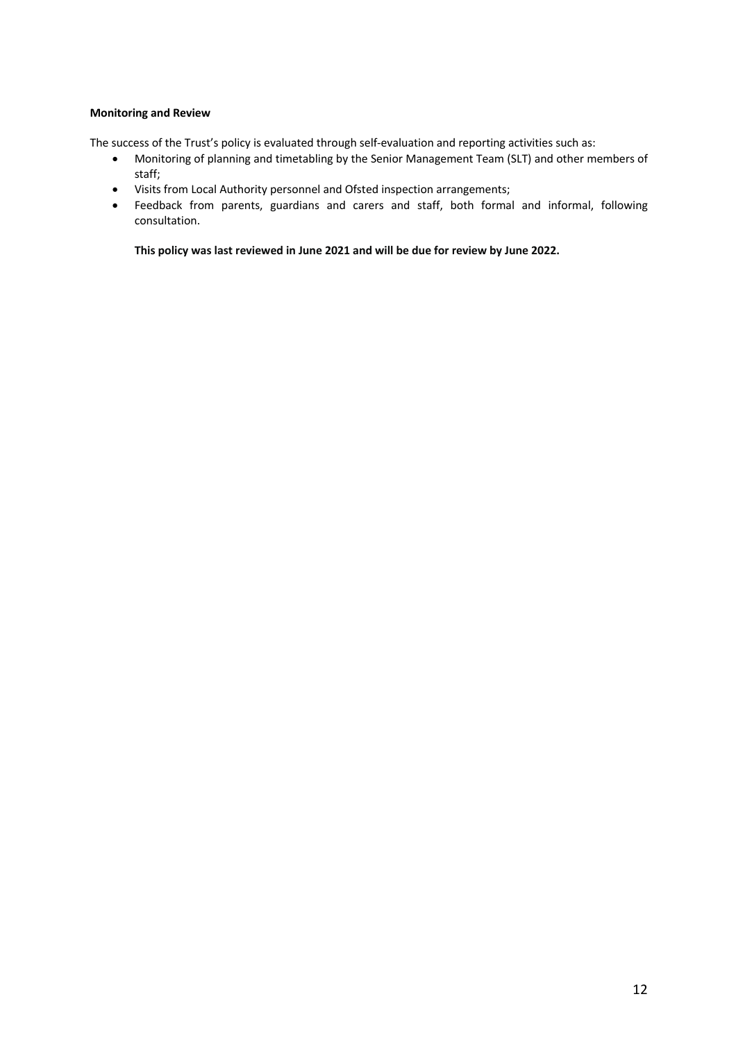**Monitoring and Review**

The success of the Trust's policy is evaluated through self-evaluation and reporting activities such as:

- Monitoring of planning and timetabling by the Senior Management Team (SLT) and other members of staff;
- Visits from Local Authority personnel and Ofsted inspection arrangements;
- Feedback from parents, guardians and carers and staff, both formal and informal, following consultation.

**This policy was last reviewed in June 2021 and will be due for review by June 2022.**